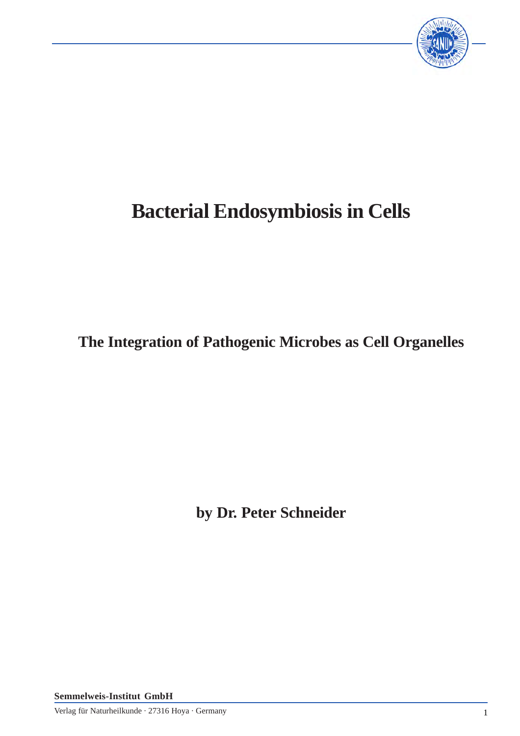# Bacterial Endosymbiosis in Cells

## The Integration of Pathogenic Microbes as Cell Organelles

**by Dr. Peter Schneider**

**Semmelweis-Institut GmbH**

Verlag für Naturheilkunde · 27316 Hoya · Germany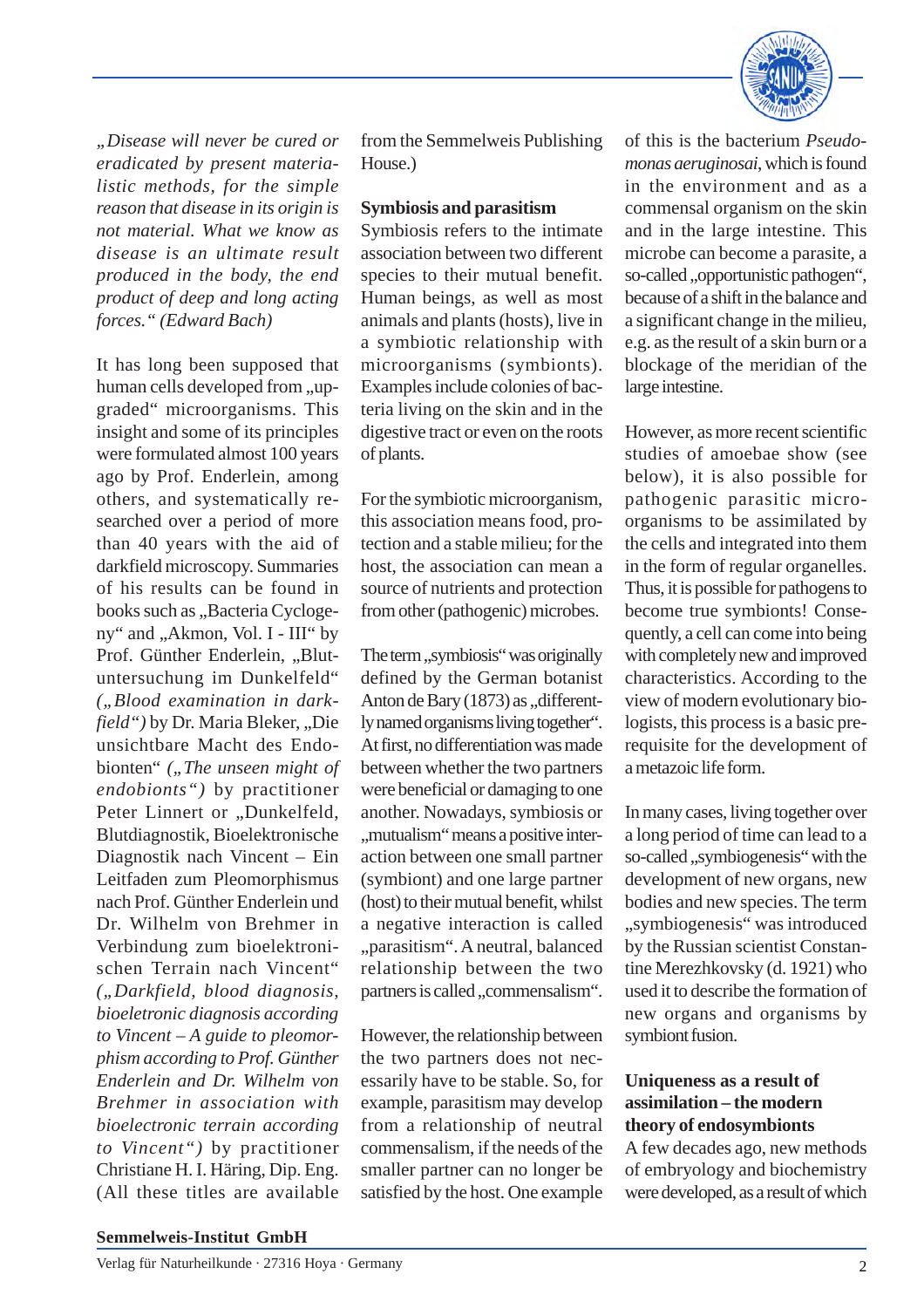*„Disease will never be cured or eradicated by present materialistic methods, for the simple reason that disease in its origin is not material. What we know as disease is an ultimate result produced in the body, the end product of deep and long acting forces.“ (Edward Bach)*

It has long been supposed that human cells developed from „upgraded“ microorganisms. This insight and some of its principles were formulated almost 100 years ago by Prof. Enderlein, among others, and systematically researched over a period of more than 40 years with the aid of darkfield microscopy. Summaries of his results can be found in books such as „Bacteria Cyclogeny“ and „Akmon, Vol. I - III“ by Prof. Günther Enderlein, „Blutuntersuchung im Dunkelfeld“ *(„Blood examination in darkfield“)* by Dr. Maria Bleker, „Die unsichtbare Macht des Endobionten“ *(„The unseen might of endobionts“)* by practitioner Peter Linnert or „Dunkelfeld, Blutdiagnostik, Bioelektronische Diagnostik nach Vincent – Ein Leitfaden zum Pleomorphismus nach Prof. Günther Enderlein und Dr. Wilhelm von Brehmer in Verbindung zum bioelektronischen Terrain nach Vincent“ *(„Darkfield, blood diagnosis, bioeletronic diagnosis according to Vincent – A guide to pleomorphism according to Prof. Günther Enderlein and Dr. Wilhelm von Brehmer in association with bioelectronic terrain according to Vincent“)* by practitioner Christiane H. I. Häring, Dip. Eng. (All these titles are available from the Semmelweis Publishing House.)

**Symbiosis and parasitism**

Symbiosis refers to the intimate association between two different species to their mutual benefit. Human beings, as well as most animals and plants (hosts), live in a symbiotic relationship with microorganisms (symbionts). Examples include colonies of bacteria living on the skin and in the digestive tract or even on the roots of plants.

For the symbiotic microorganism, this association means food, protection and a stable milieu; for the host, the association can mean a source of nutrients and protection from other (pathogenic) microbes.

The term „symbiosis“ was originally defined by the German botanist Anton de Bary (1873) as „differently named organisms living together“. At first, no differentiation was made between whether the two partners were beneficial or damaging to one another. Nowadays, symbiosis or „mutualism“ means a positive interaction between one small partner (symbiont) and one large partner (host) to their mutual benefit, whilst a negative interaction is called „parasitism“. A neutral, balanced relationship between the two partners is called „commensalism“.

However, the relationship between the two partners does not necessarily have to be stable. So, for example, parasitism may develop from a relationship of neutral commensalism, if the needs of the smaller partner can no longer be satisfied by the host. One example of this is the bacterium *Pseudomonas aeruginosai*, which is found in the environment and as a commensal organism on the skin and in the large intestine. This microbe can become a parasite, a so-called „opportunistic pathogen“, because of a shift in the balance and a significant change in the milieu, e.g. as the result of a skin burn or a blockage of the meridian of the large intestine.

However, as more recent scientific studies of amoebae show (see below), it is also possible for pathogenic parasitic microorganisms to be assimilated by the cells and integrated into them in the form of regular organelles. Thus, it is possible for pathogens to become true symbionts! Consequently, a cell can come into being with completely new and improved characteristics. According to the view of modern evolutionary biologists, this process is a basic prerequisite for the development of a metazoic life form.

In many cases, living together over a long period of time can lead to a so-called „symbiogenesis“ with the development of new organs, new bodies and new species. The term „symbiogenesis“ was introduced by the Russian scientist Constantine Merezhkovsky (d. 1921) who used it to describe the formation of new organs and organisms by symbiont fusion.

**Uniqueness as a result of assimilation – the modern theory of endosymbionts**

A few decades ago, new methods of embryology and biochemistry were developed, as a result of which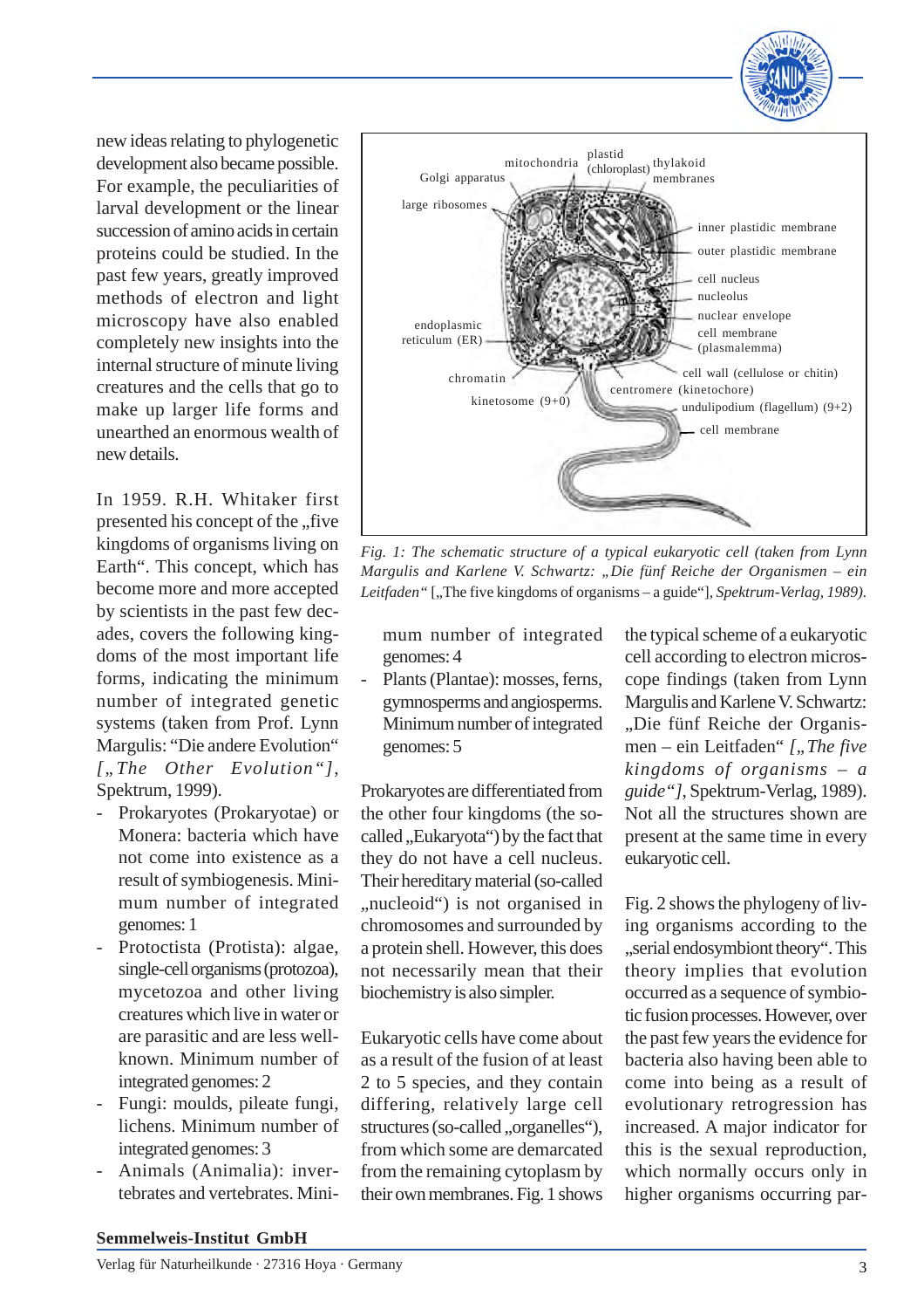new ideas relating to phylogenetic development also became possible. For example, the peculiarities of larval development or the linear succession of amino acids in certain proteins could be studied. In the past few years, greatly improved methods of electron and light microscopy have also enabled completely new insights into the internal structure of minute living creatures and the cells that go to make up larger life forms and unearthed an enormous wealth of new details.

In 1959. R.H. Whitaker first presented his concept of the „five kingdoms of organisms living on Earth". This concept, which has become more and more accepted by scientists in the past few decades, covers the following kingdoms of the most important life forms, indicating the minimum number of integrated genetic systems (taken from Prof. Lynn Margulis: "Die andere Evolution" *[„The Other Evolution"]*, Spektrum, 1999).

- Prokaryotes (Prokaryotae) or Monera: bacteria which have not come into existence as a result of symbiogenesis. Minimum number of integrated genomes: 1
- Protoctista (Protista): algae, single-cell organisms (protozoa), mycetozoa and other living creatures which live in water or are parasitic and are less well-known. Minimum number of integrated genomes: 2
- Fungi: moulds, pileate fungi, lichens. Minimum number of integrated genomes: 3
- Animals (Animalia): invertebrates and vertebrates. Minimum number of integrated genomes: 4
- Plants (Plantae): mosses, ferns, gymnosperms and angiosperms. Minimum number of integrated genomes: 5

*Fig. 1: The schematic structure of a typical eukaryotic cell (taken from Lynn Margulis and Karlene V. Schwartz: „Die fünf Reiche der Organismen – ein Leitfaden"* [„The five kingdoms of organisms – a guide"]*, Spektrum-Verlag, 1989).*

Prokaryotes are differentiated from the other four kingdoms (the so-called „Eukaryota") by the fact that they do not have a cell nucleus. Their hereditary material (so-called „nucleoid") is not organised in chromosomes and surrounded by a protein shell. However, this does not necessarily mean that their biochemistry is also simpler.

Eukaryotic cells have come about as a result of the fusion of at least 2 to 5 species, and they contain differing, relatively large cell structures (so-called „organelles"), from which some are demarcated from the remaining cytoplasm by their own membranes. Fig. 1 shows the typical scheme of a eukaryotic cell according to electron microscope findings (taken from Lynn Margulis and Karlene V. Schwartz: „Die fünf Reiche der Organismen – ein Leitfaden" *[„The five kingdoms of organisms – a guide"]*, Spektrum-Verlag, 1989). Not all the structures shown are present at the same time in every eukaryotic cell.

Fig. 2 shows the phylogeny of living organisms according to the „serial endosymbiont theory". This theory implies that evolution occurred as a sequence of symbiotic fusion processes. However, over the past few years the evidence for bacteria also having been able to come into being as a result of evolutionary retrogression has increased. A major indicator for this is the sexual reproduction, which normally occurs only in higher organisms occurring par-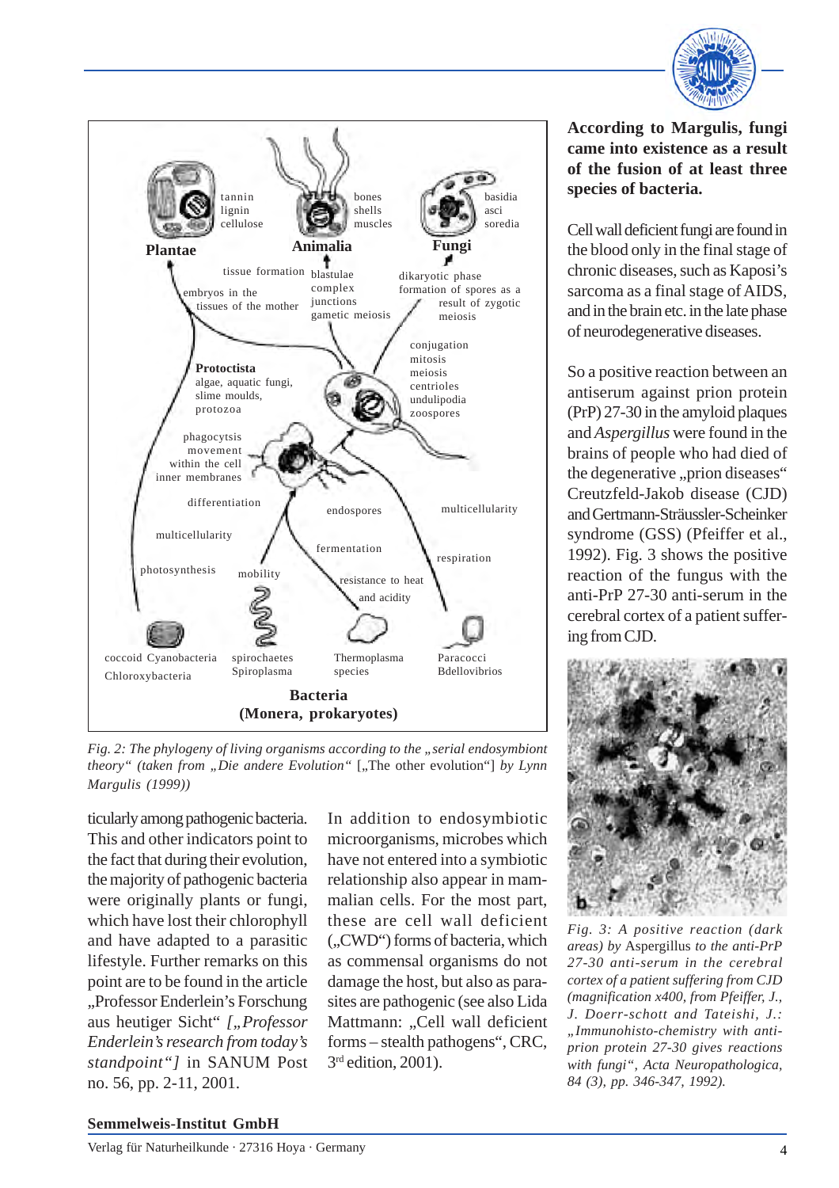Fig. 2: *The phylogeny of living organisms according to the „serial endosymbiont theory" (taken from „Die andere Evolution"* [„The other evolution"] *by Lynn Margulis (1999))*

ticularly among pathogenic bacteria. This and other indicators point to the fact that during their evolution, the majority of pathogenic bacteria were originally plants or fungi, which have lost their chlorophyll and have adapted to a parasitic lifestyle. Further remarks on this point are to be found in the article „Professor Enderlein's Forschung aus heutiger Sicht" *[„Professor Enderlein's research from today's standpoint"]* in SANUM Post no. 56, pp. 2-11, 2001.

In addition to endosymbiotic microorganisms, microbes which have not entered into a symbiotic relationship also appear in mammalian cells. For the most part, these are cell wall deficient („CWD") forms of bacteria, which as commensal organisms do not damage the host, but also as parasites are pathogenic (see also Lida Mattmann: „Cell wall deficient forms – stealth pathogens", CRC, 3rd edition, 2001).

**According to Margulis, fungi came into existence as a result of the fusion of at least three species of bacteria.**

Cell wall deficient fungi are found in the blood only in the final stage of chronic diseases, such as Kaposi's sarcoma as a final stage of AIDS, and in the brain etc. in the late phase of neurodegenerative diseases.

So a positive reaction between an antiserum against prion protein (PrP) 27-30 in the amyloid plaques and *Aspergillus* were found in the brains of people who had died of the degenerative „prion diseases" Creutzfeld-Jakob disease (CJD) and Gertmann-Sträussler-Scheinker syndrome (GSS) (Pfeiffer et al., 1992). Fig. 3 shows the positive reaction of the fungus with the anti-PrP 27-30 anti-serum in the cerebral cortex of a patient suffering from CJD.

*Fig. 3: A positive reaction (dark areas) by* Aspergillus *to the anti-PrP 27-30 anti-serum in the cerebral cortex of a patient suffering from CJD (magnification x400, from Pfeiffer, J., J. Doerr-schott and Tateishi, J.: „Immunohisto-chemistry with anti-prion protein 27-30 gives reactions with fungi", Acta Neuropathologica, 84 (3), pp. 346-347, 1992).*

**Semmelweis-Institut GmbH**

Verlag für Naturheilkunde · 27316 Hoya · Germany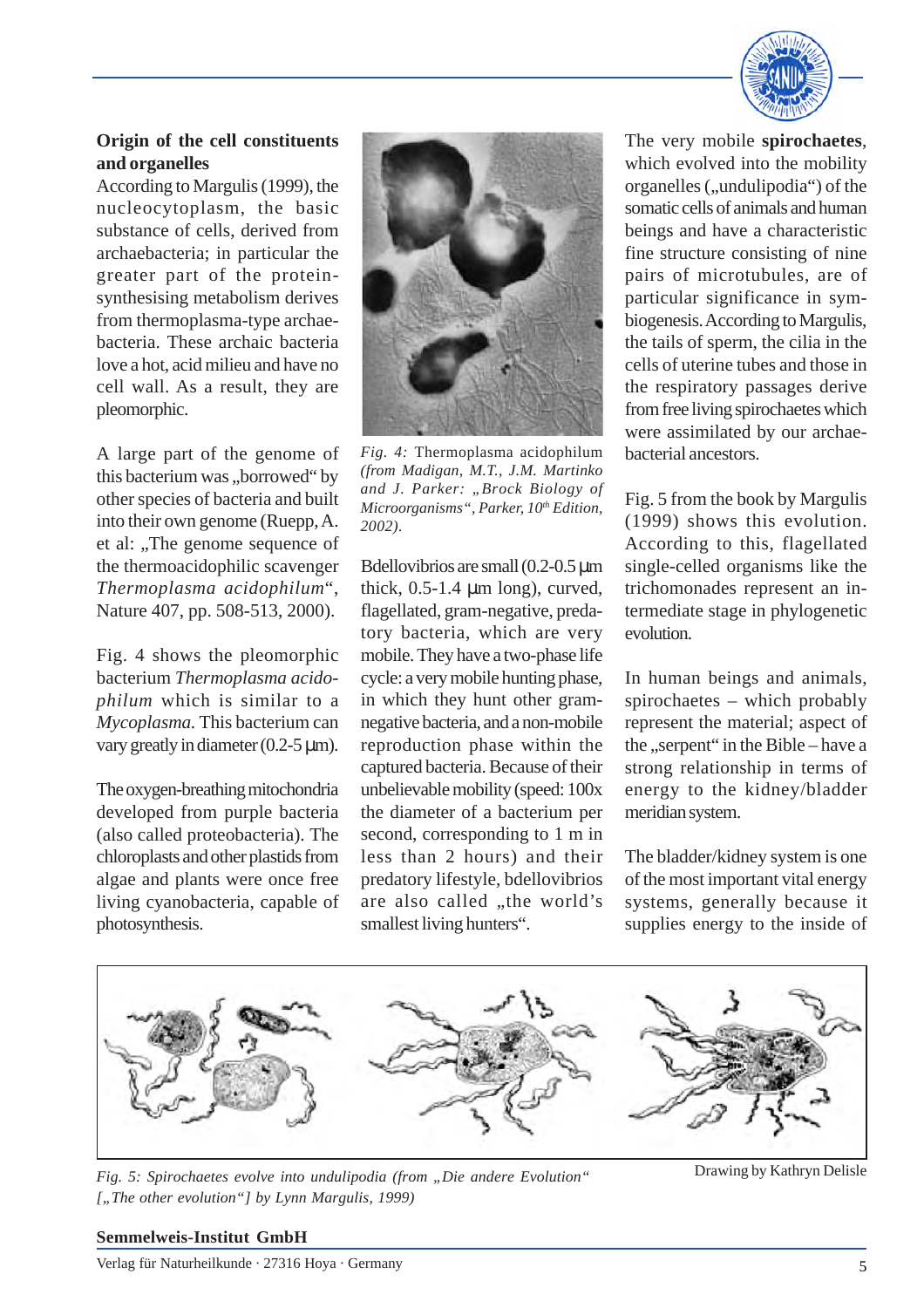### Origin of the cell constituents and organelles

According to Margulis (1999), the nucleocytoplasm, the basic substance of cells, derived from archaebacteria; in particular the greater part of the protein-synthesising metabolism derives from thermoplasma-type archaebacteria. These archaic bacteria love a hot, acid milieu and have no cell wall. As a result, they are pleomorphic.

A large part of the genome of this bacterium was „borrowed" by other species of bacteria and built into their own genome (Ruepp, A. et al: „The genome sequence of the thermoacidophilic scavenger *Thermoplasma acidophilum*", Nature 407, pp. 508-513, 2000).

Fig. 4 shows the pleomorphic bacterium *Thermoplasma acidophilum* which is similar to a *Mycoplasma*. This bacterium can vary greatly in diameter (0.2-5 µm).

The oxygen-breathing mitochondria developed from purple bacteria (also called proteobacteria). The chloroplasts and other plastids from algae and plants were once free living cyanobacteria, capable of photosynthesis.

*Fig. 4:* Thermoplasma acidophilum *(from Madigan, M.T., J.M. Martinko and J. Parker: „Brock Biology of Microorganisms", Parker, 10th Edition, 2002).*

Bdellovibrios are small (0.2-0.5 µm thick, 0.5-1.4 µm long), curved, flagellated, gram-negative, predatory bacteria, which are very mobile. They have a two-phase life cycle: a very mobile hunting phase, in which they hunt other gram-negative bacteria, and a non-mobile reproduction phase within the captured bacteria. Because of their unbelievable mobility (speed: 100x the diameter of a bacterium per second, corresponding to 1 m in less than 2 hours) and their predatory lifestyle, bdellovibrios are also called „the world's smallest living hunters".

The very mobile **spirochaetes**, which evolved into the mobility organelles („undulipodia") of the somatic cells of animals and human beings and have a characteristic fine structure consisting of nine pairs of microtubules, are of particular significance in symbiogenesis. According to Margulis, the tails of sperm, the cilia in the cells of uterine tubes and those in the respiratory passages derive from free living spirochaetes which were assimilated by our archaebacterial ancestors.

Fig. 5 from the book by Margulis (1999) shows this evolution. According to this, flagellated single-celled organisms like the trichomonades represent an intermediate stage in phylogenetic evolution.

In human beings and animals, spirochaetes – which probably represent the material; aspect of the „serpent" in the Bible – have a strong relationship in terms of energy to the kidney/bladder meridian system.

The bladder/kidney system is one of the most important vital energy systems, generally because it supplies energy to the inside of

*Fig. 5: Spirochaetes evolve into undulipodia (from „Die andere Evolution" [„The other evolution"] by Lynn Margulis, 1999)*

Drawing by Kathryn Delisle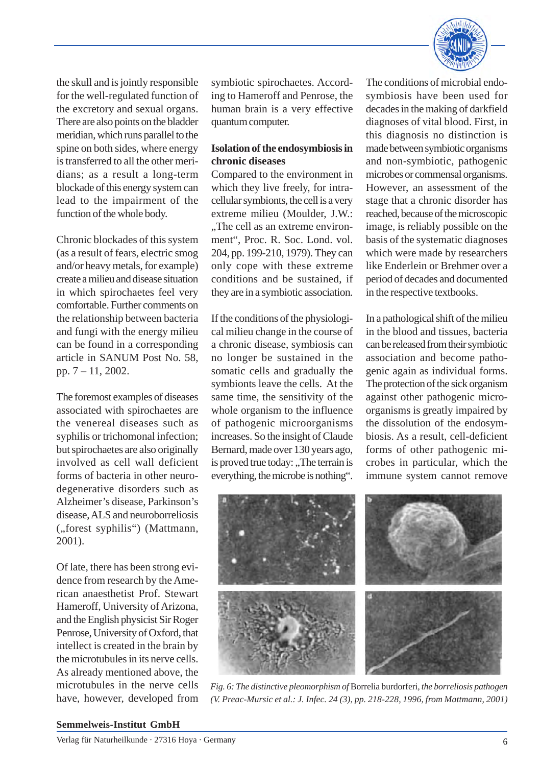the skull and is jointly responsible for the well-regulated function of the excretory and sexual organs. There are also points on the bladder meridian, which runs parallel to the spine on both sides, where energy is transferred to all the other meridians; as a result a long-term blockade of this energy system can lead to the impairment of the function of the whole body.

Chronic blockades of this system (as a result of fears, electric smog and/or heavy metals, for example) create a milieu and disease situation in which spirochaetes feel very comfortable. Further comments on the relationship between bacteria and fungi with the energy milieu can be found in a corresponding article in SANUM Post No. 58, pp. 7 – 11, 2002.

The foremost examples of diseases associated with spirochaetes are the venereal diseases such as syphilis or trichomonal infection; but spirochaetes are also originally involved as cell wall deficient forms of bacteria in other neurodegenerative disorders such as Alzheimer's disease, Parkinson's disease, ALS and neuroborreliosis („forest syphilis") (Mattmann, 2001).

Of late, there has been strong evidence from research by the American anaesthetist Prof. Stewart Hameroff, University of Arizona, and the English physicist Sir Roger Penrose, University of Oxford, that intellect is created in the brain by the microtubules in its nerve cells. As already mentioned above, the microtubules in the nerve cells have, however, developed from symbiotic spirochaetes. According to Hameroff and Penrose, the human brain is a very effective quantum computer.

**Isolation of the endosymbiosis in chronic diseases**

Compared to the environment in which they live freely, for intracellular symbionts, the cell is a very extreme milieu (Moulder, J.W.: „The cell as an extreme environment", Proc. R. Soc. Lond. vol. 204, pp. 199-210, 1979). They can only cope with these extreme conditions and be sustained, if they are in a symbiotic association.

If the conditions of the physiological milieu change in the course of a chronic disease, symbiosis can no longer be sustained in the somatic cells and gradually the symbionts leave the cells. At the same time, the sensitivity of the whole organism to the influence of pathogenic microorganisms increases. So the insight of Claude Bernard, made over 130 years ago, is proved true today: „The terrain is everything, the microbe is nothing".

The conditions of microbial endosymbiosis have been used for decades in the making of darkfield diagnoses of vital blood. First, in this diagnosis no distinction is made between symbiotic organisms and non-symbiotic, pathogenic microbes or commensal organisms. However, an assessment of the stage that a chronic disorder has reached, because of the microscopic image, is reliably possible on the basis of the systematic diagnoses which were made by researchers like Enderlein or Brehmer over a period of decades and documented in the respective textbooks.

In a pathological shift of the milieu in the blood and tissues, bacteria can be released from their symbiotic association and become pathogenic again as individual forms. The protection of the sick organism against other pathogenic microorganisms is greatly impaired by the dissolution of the endosymbiosis. As a result, cell-deficient forms of other pathogenic microbes in particular, which the immune system cannot remove

*Fig. 6: The distinctive pleomorphism of* Borrelia burdorferi, *the borreliosis pathogen (V. Preac-Mursic et al.: J. Infec. 24 (3), pp. 218-228, 1996, from Mattmann, 2001)*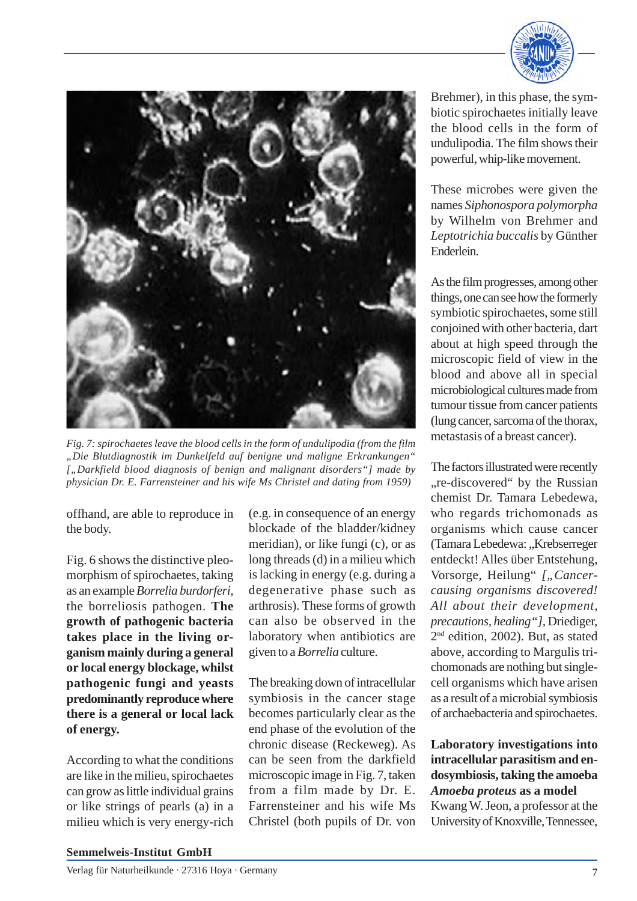Fig. 7: spirochaetes leave the blood cells in the form of undulipodia (from the film „Die Blutdiagnostik im Dunkelfeld auf benigne und maligne Erkrankungen" [„Darkfield blood diagnosis of benign and malignant disorders"] made by physician Dr. E. Farrensteiner and his wife Ms Christel and dating from 1959)

offhand, are able to reproduce in the body.

Fig. 6 shows the distinctive pleomorphism of spirochaetes, taking as an example *Borrelia burdorferi*, the borreliosis pathogen. **The growth of pathogenic bacteria takes place in the living organism mainly during a general or local energy blockage, whilst pathogenic fungi and yeasts predominantly reproduce where there is a general or local lack of energy.**

According to what the conditions are like in the milieu, spirochaetes can grow as little individual grains or like strings of pearls (a) in a milieu which is very energy-rich (e.g. in consequence of an energy blockade of the bladder/kidney meridian), or like fungi (c), or as long threads (d) in a milieu which is lacking in energy (e.g. during a degenerative phase such as arthrosis). These forms of growth can also be observed in the laboratory when antibiotics are given to a *Borrelia* culture.

The breaking down of intracellular symbiosis in the cancer stage becomes particularly clear as the end phase of the evolution of the chronic disease (Reckeweg). As can be seen from the darkfield microscopic image in Fig. 7, taken from a film made by Dr. E. Farrensteiner and his wife Ms Christel (both pupils of Dr. von Brehmer), in this phase, the symbiotic spirochaetes initially leave the blood cells in the form of undulipodia. The film shows their powerful, whip-like movement.

These microbes were given the names *Siphonospora polymorpha* by Wilhelm von Brehmer and *Leptotrichia buccalis* by Günther Enderlein.

As the film progresses, among other things, one can see how the formerly symbiotic spirochaetes, some still conjoined with other bacteria, dart about at high speed through the microscopic field of view in the blood and above all in special microbiological cultures made from tumour tissue from cancer patients (lung cancer, sarcoma of the thorax, metastasis of a breast cancer).

The factors illustrated were recently „re-discovered" by the Russian chemist Dr. Tamara Lebedewa, who regards trichomonads as organisms which cause cancer (Tamara Lebedewa: „Krebserreger entdeckt! Alles über Entstehung, Vorsorge, Heilung" *[„Cancer-causing organisms discovered! All about their development, precautions, healing"]*, Driediger, 2[nd] edition, 2002). But, as stated above, according to Margulis trichomonads are nothing but single-cell organisms which have arisen as a result of a microbial symbiosis of archaebacteria and spirochaetes.

**Laboratory investigations into intracellular parasitism and endosymbiosis, taking the amoeba *Amoeba proteus* as a model**

Kwang W. Jeon, a professor at the University of Knoxville, Tennessee,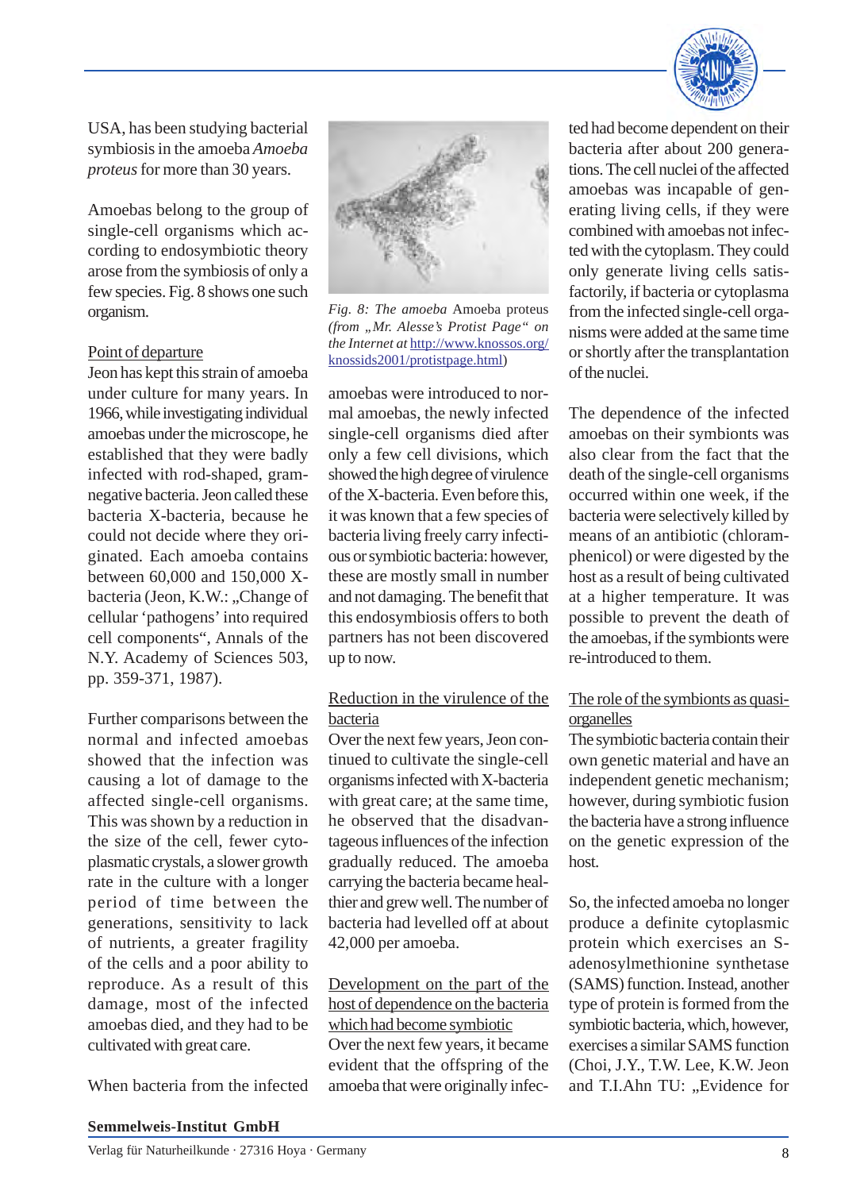USA, has been studying bacterial symbiosis in the amoeba *Amoeba proteus* for more than 30 years.

Amoebas belong to the group of single-cell organisms which according to endosymbiotic theory arose from the symbiosis of only a few species. Fig. 8 shows one such organism.

Point of departure

Jeon has kept this strain of amoeba under culture for many years. In 1966, while investigating individual amoebas under the microscope, he established that they were badly infected with rod-shaped, gram-negative bacteria. Jeon called these bacteria X-bacteria, because he could not decide where they originated. Each amoeba contains between 60,000 and 150,000 X-bacteria (Jeon, K.W.: „Change of cellular 'pathogens' into required cell components", Annals of the N.Y. Academy of Sciences 503, pp. 359-371, 1987).

Further comparisons between the normal and infected amoebas showed that the infection was causing a lot of damage to the affected single-cell organisms. This was shown by a reduction in the size of the cell, fewer cytoplasmatic crystals, a slower growth rate in the culture with a longer period of time between the generations, sensitivity to lack of nutrients, a greater fragility of the cells and a poor ability to reproduce. As a result of this damage, most of the infected amoebas died, and they had to be cultivated with great care.

When bacteria from the infected amoebas were introduced to normal amoebas, the newly infected single-cell organisms died after only a few cell divisions, which showed the high degree of virulence of the X-bacteria. Even before this, it was known that a few species of bacteria living freely carry infectious or symbiotic bacteria: however, these are mostly small in number and not damaging. The benefit that this endosymbiosis offers to both partners has not been discovered up to now.

*Fig. 8: The amoeba* Amoeba proteus *(from „Mr. Alesse's Protist Page" on the Internet at* http://www.knossos.org/knossids2001/protistpage.html)

Reduction in the virulence of the bacteria

Over the next few years, Jeon continued to cultivate the single-cell organisms infected with X-bacteria with great care; at the same time, he observed that the disadvantageous influences of the infection gradually reduced. The amoeba carrying the bacteria became healthier and grew well. The number of bacteria had levelled off at about 42,000 per amoeba.

Development on the part of the host of dependence on the bacteria which had become symbiotic

Over the next few years, it became evident that the offspring of the amoeba that were originally infected had become dependent on their bacteria after about 200 generations. The cell nuclei of the affected amoebas was incapable of generating living cells, if they were combined with amoebas not infected with the cytoplasm. They could only generate living cells satisfactorily, if bacteria or cytoplasma from the infected single-cell organisms were added at the same time or shortly after the transplantation of the nuclei.

The dependence of the infected amoebas on their symbionts was also clear from the fact that the death of the single-cell organisms occurred within one week, if the bacteria were selectively killed by means of an antibiotic (chloramphenicol) or were digested by the host as a result of being cultivated at a higher temperature. It was possible to prevent the death of the amoebas, if the symbionts were re-introduced to them.

The role of the symbionts as quasi-organelles

The symbiotic bacteria contain their own genetic material and have an independent genetic mechanism; however, during symbiotic fusion the bacteria have a strong influence on the genetic expression of the host.

So, the infected amoeba no longer produce a definite cytoplasmic protein which exercises an S-adenosylmethionine synthetase (SAMS) function. Instead, another type of protein is formed from the symbiotic bacteria, which, however, exercises a similar SAMS function (Choi, J.Y., T.W. Lee, K.W. Jeon and T.I.Ahn TU: „Evidence for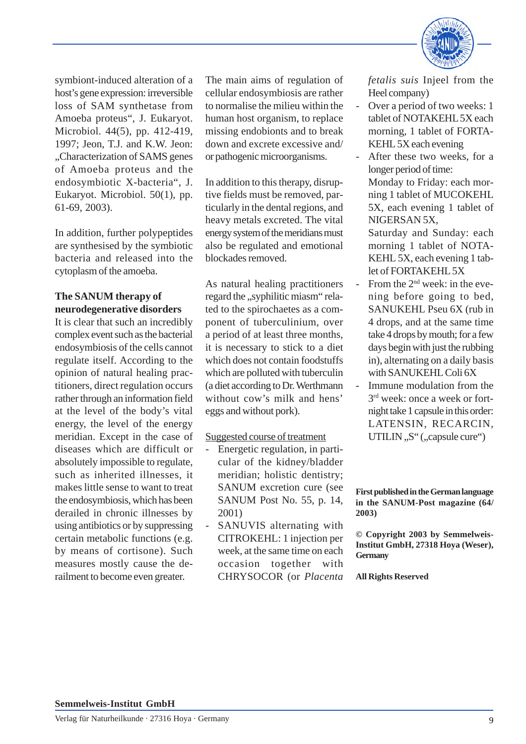symbiont-induced alteration of a host's gene expression: irreversible loss of SAM synthetase from Amoeba proteus", J. Eukaryot. Microbiol. 44(5), pp. 412-419, 1997; Jeon, T.J. and K.W. Jeon: „Characterization of SAMS genes of Amoeba proteus and the endosymbiotic X-bacteria", J. Eukaryot. Microbiol. 50(1), pp. 61-69, 2003).

In addition, further polypeptides are synthesised by the symbiotic bacteria and released into the cytoplasm of the amoeba.

**The SANUM therapy of neurodegenerative disorders**

It is clear that such an incredibly complex event such as the bacterial endosymbiosis of the cells cannot regulate itself. According to the opinion of natural healing practitioners, direct regulation occurs rather through an information field at the level of the body's vital energy, the level of the energy meridian. Except in the case of diseases which are difficult or absolutely impossible to regulate, such as inherited illnesses, it makes little sense to want to treat the endosymbiosis, which has been derailed in chronic illnesses by using antibiotics or by suppressing certain metabolic functions (e.g. by means of cortisone). Such measures mostly cause the derailment to become even greater.

The main aims of regulation of cellular endosymbiosis are rather to normalise the milieu within the human host organism, to replace missing endobionts and to break down and excrete excessive and/or pathogenic microorganisms.

In addition to this therapy, disruptive fields must be removed, particularly in the dental regions, and heavy metals excreted. The vital energy system of the meridians must also be regulated and emotional blockades removed.

As natural healing practitioners regard the „syphilitic miasm" related to the spirochaetes as a component of tuberculinium, over a period of at least three months, it is necessary to stick to a diet which does not contain foodstuffs which are polluted with tuberculin (a diet according to Dr. Werthmann without cow's milk and hens' eggs and without pork).

Suggested course of treatment

- Energetic regulation, in particular of the kidney/bladder meridian; holistic dentistry; SANUM excretion cure (see SANUM Post No. 55, p. 14, 2001)
- SANUVIS alternating with CITROKEHL: 1 injection per week, at the same time on each occasion together with CHRYSOCOR (or *Placenta fetalis suis* Injeel from the Heel company)
- Over a period of two weeks: 1 tablet of NOTAKEHL 5X each morning, 1 tablet of FORTAKEHL 5X each evening
- After these two weeks, for a longer period of time:
  Monday to Friday: each morning 1 tablet of MUCOKEHL 5X, each evening 1 tablet of NIGERSAN 5X,
  Saturday and Sunday: each morning 1 tablet of NOTAKEHL 5X, each evening 1 tablet of FORTAKEHL 5X
- From the 2nd week: in the evening before going to bed, SANUKEHL Pseu 6X (rub in 4 drops, and at the same time take 4 drops by mouth; for a few days begin with just the rubbing in), alternating on a daily basis with SANUKEHL Coli 6X
- Immune modulation from the 3rd week: once a week or fortnight take 1 capsule in this order: LATENSIN, RECARCIN, UTILIN „S" („capsule cure")

**First published in the German language in the SANUM-Post magazine (64/2003)**

**© Copyright 2003 by Semmelweis-Institut GmbH, 27318 Hoya (Weser), Germany**

**All Rights Reserved**